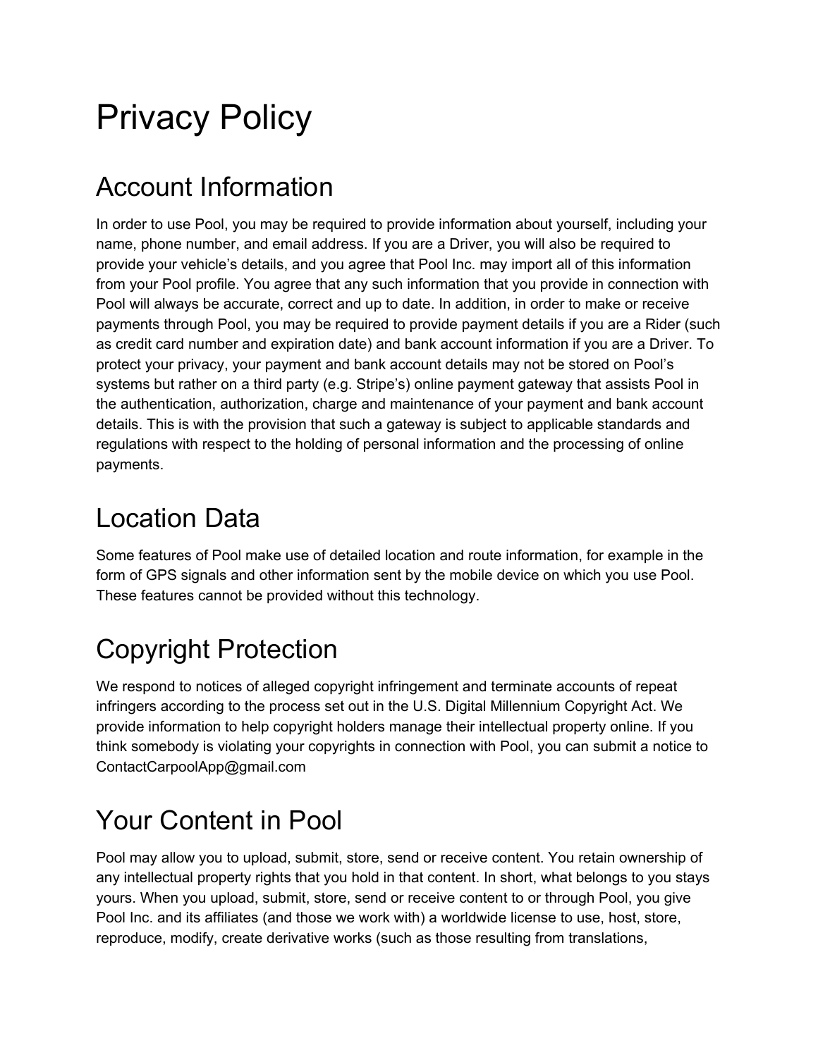# Privacy Policy

## Account Information

In order to use Pool, you may be required to provide information about yourself, including your name, phone number, and email address. If you are a Driver, you will also be required to provide your vehicle's details, and you agree that Pool Inc. may import all of this information from your Pool profile. You agree that any such information that you provide in connection with Pool will always be accurate, correct and up to date. In addition, in order to make or receive payments through Pool, you may be required to provide payment details if you are a Rider (such as credit card number and expiration date) and bank account information if you are a Driver. To protect your privacy, your payment and bank account details may not be stored on Pool's systems but rather on a third party (e.g. Stripe's) online payment gateway that assists Pool in the authentication, authorization, charge and maintenance of your payment and bank account details. This is with the provision that such a gateway is subject to applicable standards and regulations with respect to the holding of personal information and the processing of online payments.

## Location Data

Some features of Pool make use of detailed location and route information, for example in the form of GPS signals and other information sent by the mobile device on which you use Pool. These features cannot be provided without this technology.

## Copyright Protection

We respond to notices of alleged copyright infringement and terminate accounts of repeat infringers according to the process set out in the U.S. Digital Millennium Copyright Act. We provide information to help copyright holders manage their intellectual property online. If you think somebody is violating your copyrights in connection with Pool, you can submit a notice to ContactCarpoolApp@gmail.com

## Your Content in Pool

Pool may allow you to upload, submit, store, send or receive content. You retain ownership of any intellectual property rights that you hold in that content. In short, what belongs to you stays yours. When you upload, submit, store, send or receive content to or through Pool, you give Pool Inc. and its affiliates (and those we work with) a worldwide license to use, host, store, reproduce, modify, create derivative works (such as those resulting from translations,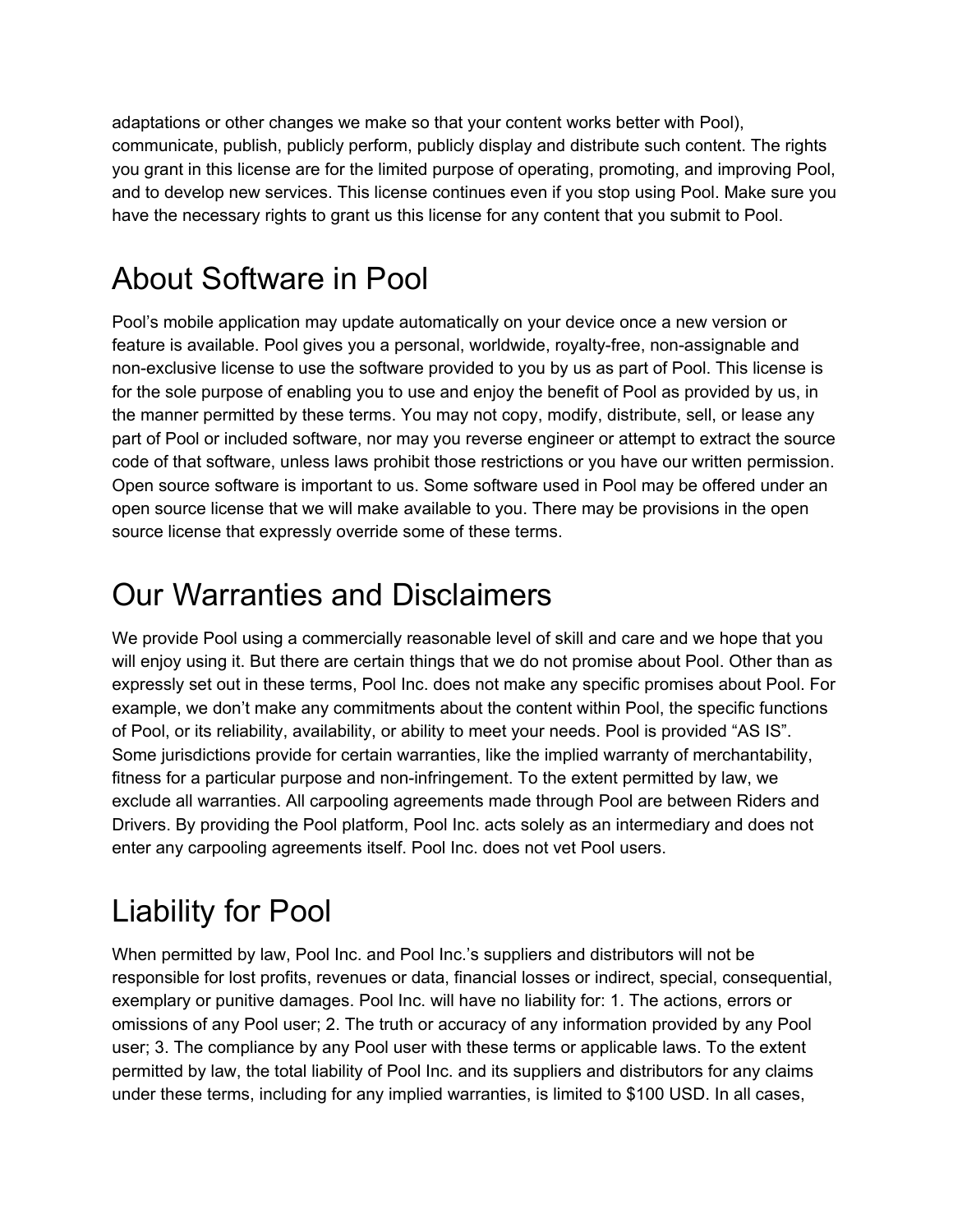adaptations or other changes we make so that your content works better with Pool), communicate, publish, publicly perform, publicly display and distribute such content. The rights you grant in this license are for the limited purpose of operating, promoting, and improving Pool, and to develop new services. This license continues even if you stop using Pool. Make sure you have the necessary rights to grant us this license for any content that you submit to Pool.

# About Software in Pool

Pool's mobile application may update automatically on your device once a new version or feature is available. Pool gives you a personal, worldwide, royalty-free, non-assignable and non-exclusive license to use the software provided to you by us as part of Pool. This license is for the sole purpose of enabling you to use and enjoy the benefit of Pool as provided by us, in the manner permitted by these terms. You may not copy, modify, distribute, sell, or lease any part of Pool or included software, nor may you reverse engineer or attempt to extract the source code of that software, unless laws prohibit those restrictions or you have our written permission. Open source software is important to us. Some software used in Pool may be offered under an open source license that we will make available to you. There may be provisions in the open source license that expressly override some of these terms.

# Our Warranties and Disclaimers

We provide Pool using a commercially reasonable level of skill and care and we hope that you will enjoy using it. But there are certain things that we do not promise about Pool. Other than as expressly set out in these terms, Pool Inc. does not make any specific promises about Pool. For example, we don't make any commitments about the content within Pool, the specific functions of Pool, or its reliability, availability, or ability to meet your needs. Pool is provided "AS IS". Some jurisdictions provide for certain warranties, like the implied warranty of merchantability, fitness for a particular purpose and non-infringement. To the extent permitted by law, we exclude all warranties. All carpooling agreements made through Pool are between Riders and Drivers. By providing the Pool platform, Pool Inc. acts solely as an intermediary and does not enter any carpooling agreements itself. Pool Inc. does not vet Pool users.

# Liability for Pool

When permitted by law, Pool Inc. and Pool Inc.'s suppliers and distributors will not be responsible for lost profits, revenues or data, financial losses or indirect, special, consequential, exemplary or punitive damages. Pool Inc. will have no liability for: 1. The actions, errors or omissions of any Pool user; 2. The truth or accuracy of any information provided by any Pool user; 3. The compliance by any Pool user with these terms or applicable laws. To the extent permitted by law, the total liability of Pool Inc. and its suppliers and distributors for any claims under these terms, including for any implied warranties, is limited to $100 USD. In all cases,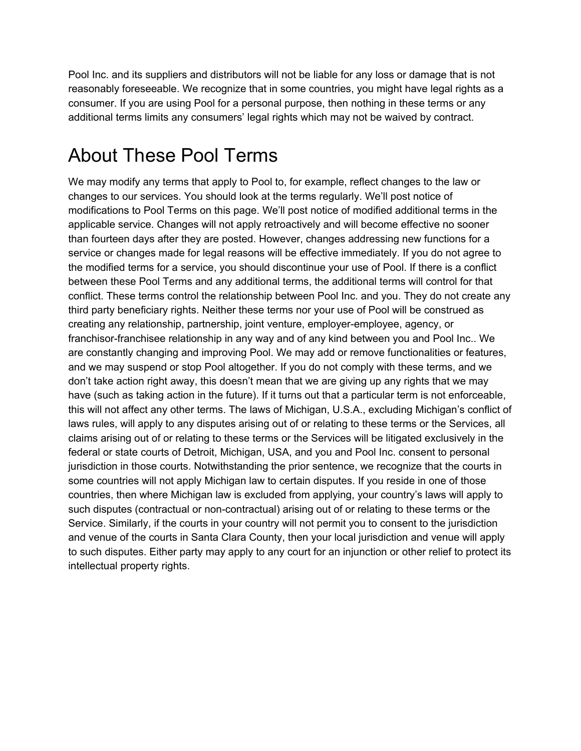Pool Inc. and its suppliers and distributors will not be liable for any loss or damage that is not reasonably foreseeable. We recognize that in some countries, you might have legal rights as a consumer. If you are using Pool for a personal purpose, then nothing in these terms or any additional terms limits any consumers' legal rights which may not be waived by contract.

# About These Pool Terms

We may modify any terms that apply to Pool to, for example, reflect changes to the law or changes to our services. You should look at the terms regularly. We'll post notice of modifications to Pool Terms on this page. We'll post notice of modified additional terms in the applicable service. Changes will not apply retroactively and will become effective no sooner than fourteen days after they are posted. However, changes addressing new functions for a service or changes made for legal reasons will be effective immediately. If you do not agree to the modified terms for a service, you should discontinue your use of Pool. If there is a conflict between these Pool Terms and any additional terms, the additional terms will control for that conflict. These terms control the relationship between Pool Inc. and you. They do not create any third party beneficiary rights. Neither these terms nor your use of Pool will be construed as creating any relationship, partnership, joint venture, employer-employee, agency, or franchisor-franchisee relationship in any way and of any kind between you and Pool Inc.. We are constantly changing and improving Pool. We may add or remove functionalities or features, and we may suspend or stop Pool altogether. If you do not comply with these terms, and we don't take action right away, this doesn't mean that we are giving up any rights that we may have (such as taking action in the future). If it turns out that a particular term is not enforceable, this will not affect any other terms. The laws of Michigan, U.S.A., excluding Michigan's conflict of laws rules, will apply to any disputes arising out of or relating to these terms or the Services, all claims arising out of or relating to these terms or the Services will be litigated exclusively in the federal or state courts of Detroit, Michigan, USA, and you and Pool Inc. consent to personal jurisdiction in those courts. Notwithstanding the prior sentence, we recognize that the courts in some countries will not apply Michigan law to certain disputes. If you reside in one of those countries, then where Michigan law is excluded from applying, your country's laws will apply to such disputes (contractual or non-contractual) arising out of or relating to these terms or the Service. Similarly, if the courts in your country will not permit you to consent to the jurisdiction and venue of the courts in Santa Clara County, then your local jurisdiction and venue will apply to such disputes. Either party may apply to any court for an injunction or other relief to protect its intellectual property rights.